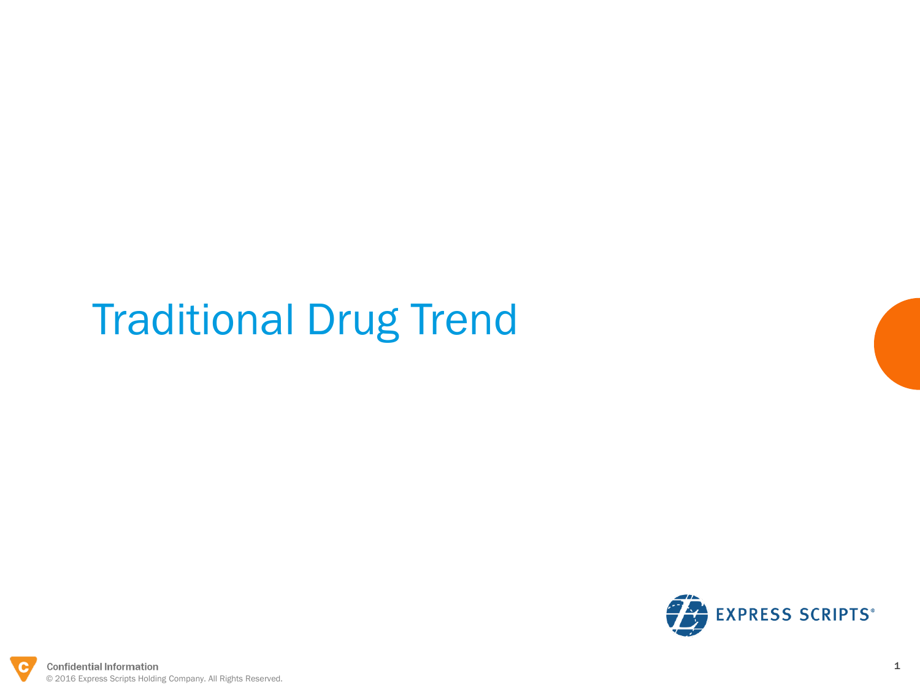# Traditional Drug Trend

Confidential Information
© 2016 Express Scripts Holding Company. All Rights Reserved.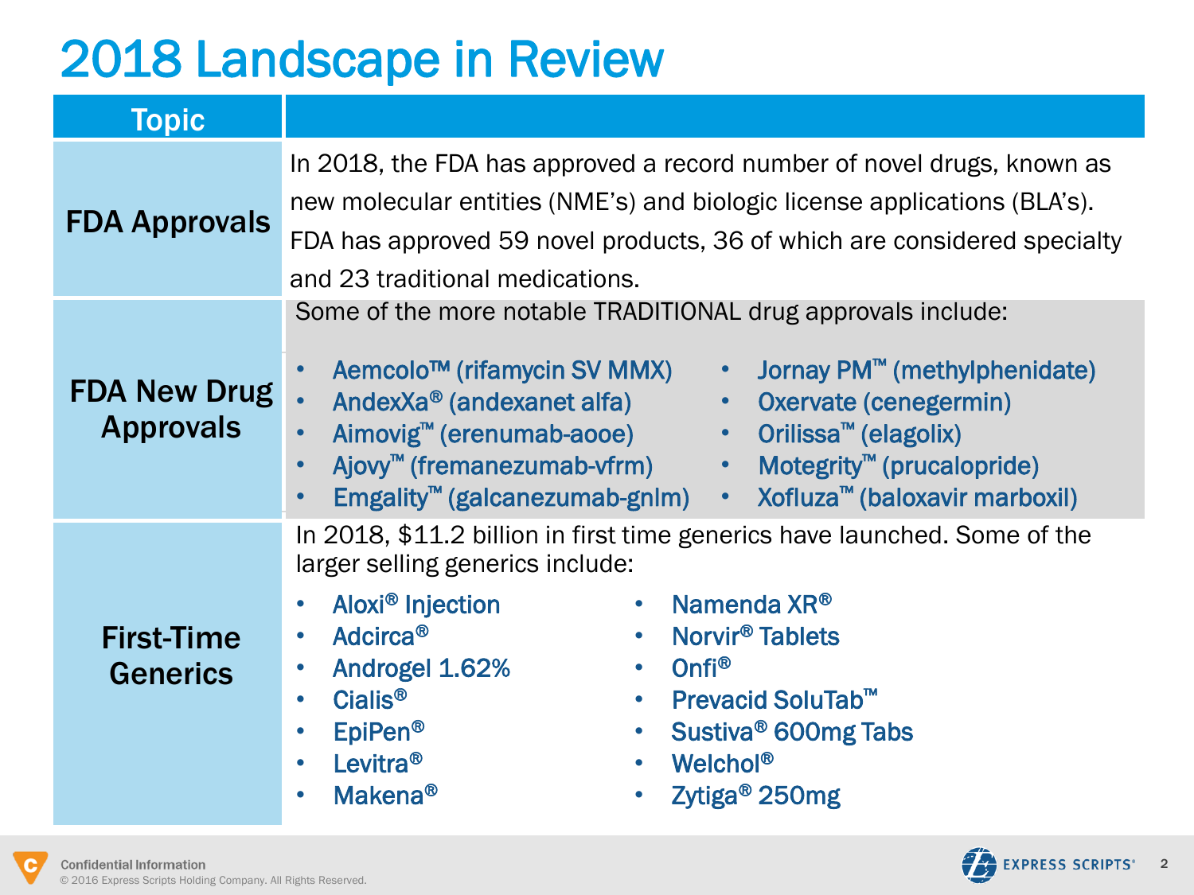# 2018 Landscape in Review

| Topic | |
|---|---|
| **FDA Approvals** | In 2018, the FDA has approved a record number of novel drugs, known as new molecular entities (NME's) and biologic license applications (BLA's). FDA has approved 59 novel products, 36 of which are considered specialty and 23 traditional medications. |
| **FDA New Drug Approvals** | Some of the more notable TRADITIONAL drug approvals include: • Aemcolo™ (rifamycin SV MMX) • AndexXa® (andexanet alfa) • Aimovig™ (erenumab-aooe) • Ajovy™ (fremanezumab-vfrm) • Emgality™ (galcanezumab-gnlm) • Jornay PM™ (methylphenidate) • Oxervate (cenegermin) • Orilissa™ (elagolix) • Motegrity™ (prucalopride) • Xofluza™ (baloxavir marboxil) |
| **First-Time Generics** | In 2018, $11.2 billion in first time generics have launched. Some of the larger selling generics include: • Aloxi® Injection • Adcirca® • Androgel 1.62% • Cialis® • EpiPen® • Levitra® • Makena® • Namenda XR® • Norvir® Tablets • Onfi® • Prevacid SoluTab™ • Sustiva® 600mg Tabs • Welchol® • Zytiga® 250mg |

Confidential Information
© 2016 Express Scripts Holding Company. All Rights Reserved.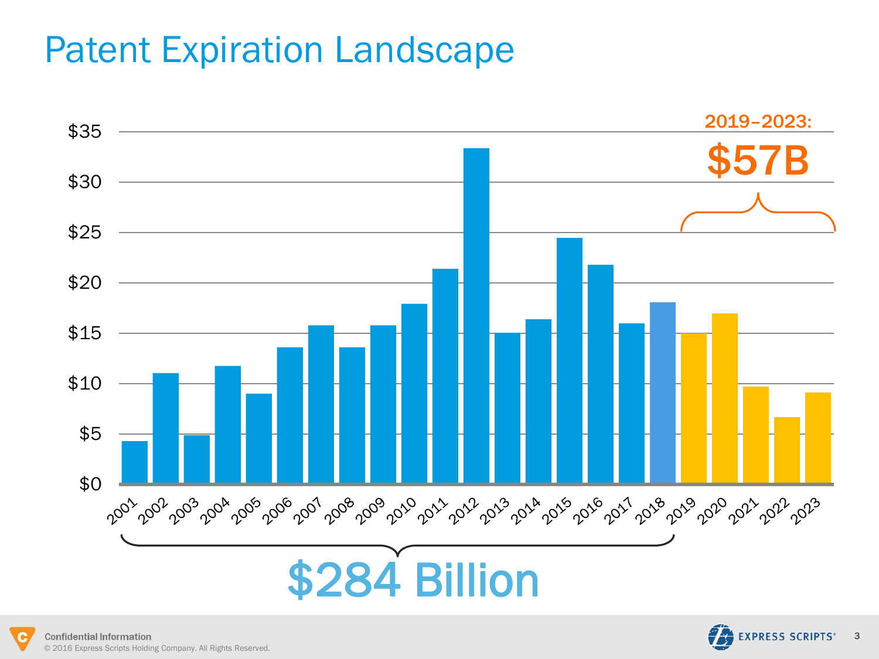# Patent Expiration Landscape

$35
$30
$25
$20
$15
$10
$5
$0

2001 2002 2003 2004 2005 2006 2007 2008 2009 2010 2011 2012 2013 2014 2015 2016 2017 2018 2019 2020 2021 2022 2023

2019–2023:
**$57B**

**$284 Billion**

Confidential Information
© 2016 Express Scripts Holding Company. All Rights Reserved.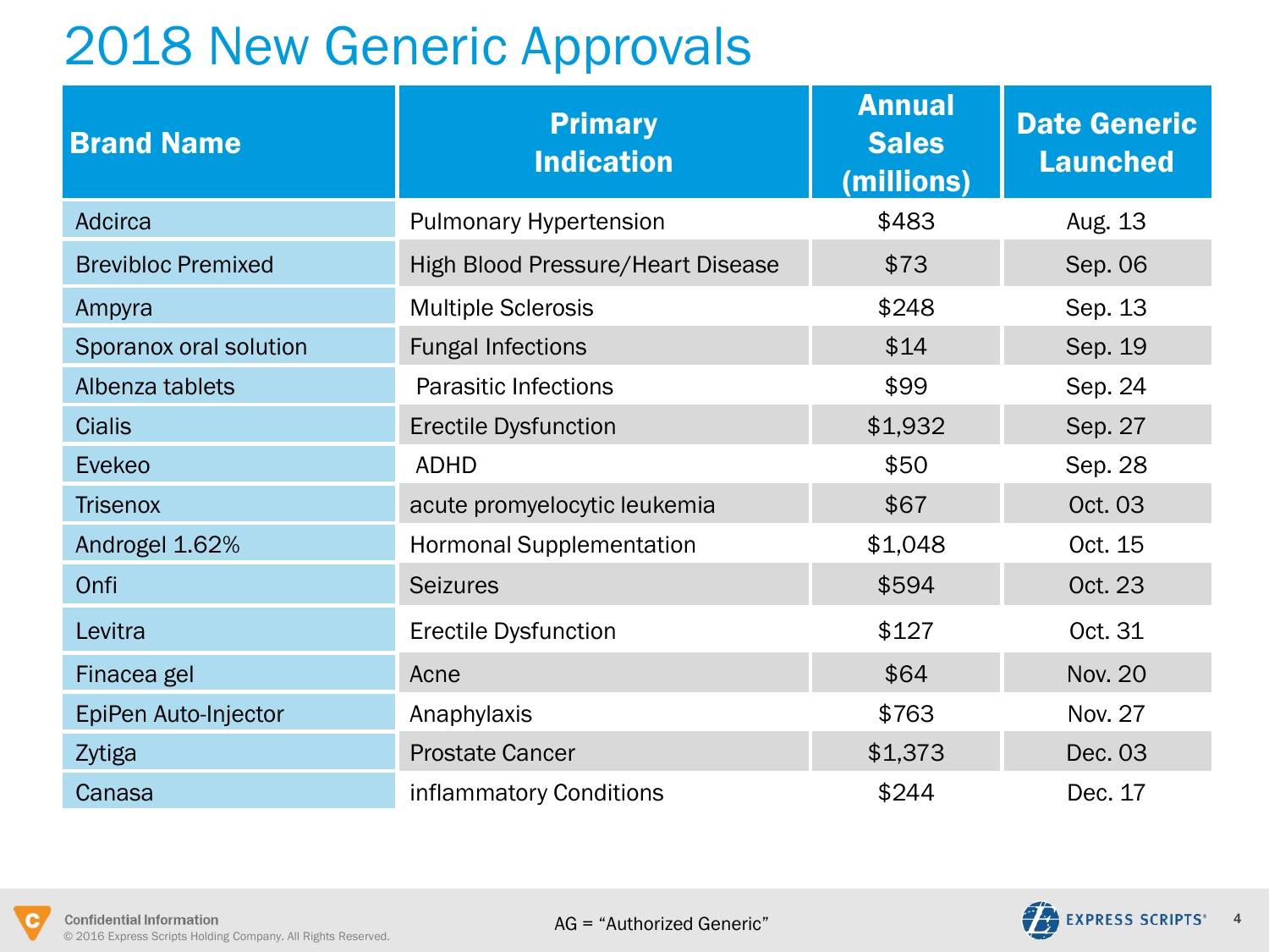# 2018 New Generic Approvals

| Brand Name | Primary Indication | Annual Sales (millions) | Date Generic Launched |
|---|---|---|---|
| Adcirca | Pulmonary Hypertension | $483 | Aug. 13 |
| Brevibloc Premixed | High Blood Pressure/Heart Disease | $73 | Sep. 06 |
| Ampyra | Multiple Sclerosis | $248 | Sep. 13 |
| Sporanox oral solution | Fungal Infections | $14 | Sep. 19 |
| Albenza tablets | Parasitic Infections | $99 | Sep. 24 |
| Cialis | Erectile Dysfunction | $1,932 | Sep. 27 |
| Evekeo | ADHD | $50 | Sep. 28 |
| Trisenox | acute promyelocytic leukemia | $67 | Oct. 03 |
| Androgel 1.62% | Hormonal Supplementation | $1,048 | Oct. 15 |
| Onfi | Seizures | $594 | Oct. 23 |
| Levitra | Erectile Dysfunction | $127 | Oct. 31 |
| Finacea gel | Acne | $64 | Nov. 20 |
| EpiPen Auto-Injector | Anaphylaxis | $763 | Nov. 27 |
| Zytiga | Prostate Cancer | $1,373 | Dec. 03 |
| Canasa | inflammatory Conditions | $244 | Dec. 17 |

AG = "Authorized Generic"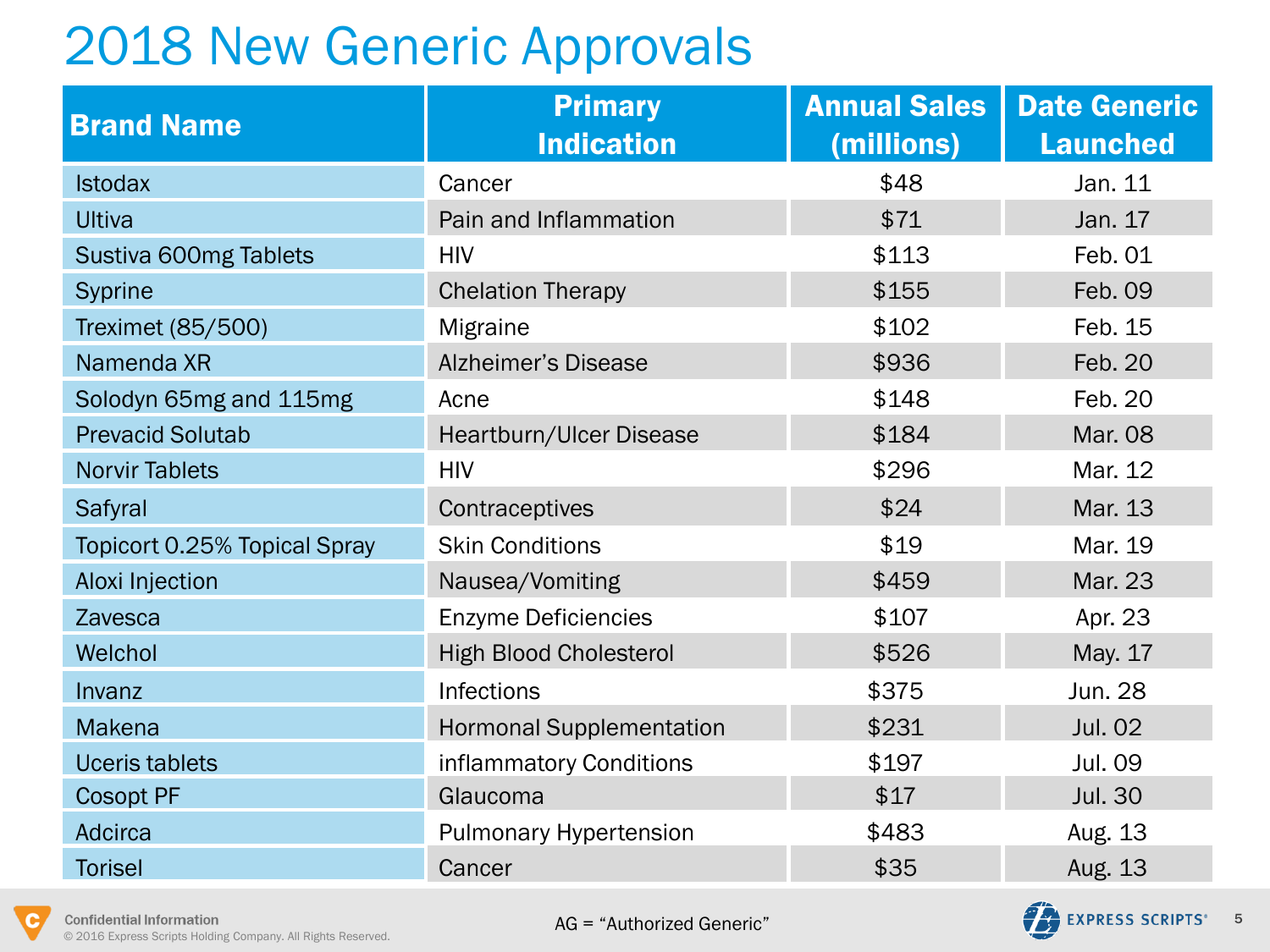# 2018 New Generic Approvals

| Brand Name | Primary Indication | Annual Sales (millions) | Date Generic Launched |
|---|---|---|---|
| Istodax | Cancer | $48 | Jan. 11 |
| Ultiva | Pain and Inflammation | $71 | Jan. 17 |
| Sustiva 600mg Tablets | HIV | $113 | Feb. 01 |
| Syprine | Chelation Therapy | $155 | Feb. 09 |
| Treximet (85/500) | Migraine | $102 | Feb. 15 |
| Namenda XR | Alzheimer’s Disease | $936 | Feb. 20 |
| Solodyn 65mg and 115mg | Acne | $148 | Feb. 20 |
| Prevacid Solutab | Heartburn/Ulcer Disease | $184 | Mar. 08 |
| Norvir Tablets | HIV | $296 | Mar. 12 |
| Safyral | Contraceptives | $24 | Mar. 13 |
| Topicort 0.25% Topical Spray | Skin Conditions | $19 | Mar. 19 |
| Aloxi Injection | Nausea/Vomiting | $459 | Mar. 23 |
| Zavesca | Enzyme Deficiencies | $107 | Apr. 23 |
| Welchol | High Blood Cholesterol | $526 | May. 17 |
| Invanz | Infections | $375 | Jun. 28 |
| Makena | Hormonal Supplementation | $231 | Jul. 02 |
| Uceris tablets | inflammatory Conditions | $197 | Jul. 09 |
| Cosopt PF | Glaucoma | $17 | Jul. 30 |
| Adcirca | Pulmonary Hypertension | $483 | Aug. 13 |
| Torisel | Cancer | $35 | Aug. 13 |

AG = “Authorized Generic”

Confidential Information
© 2016 Express Scripts Holding Company. All Rights Reserved.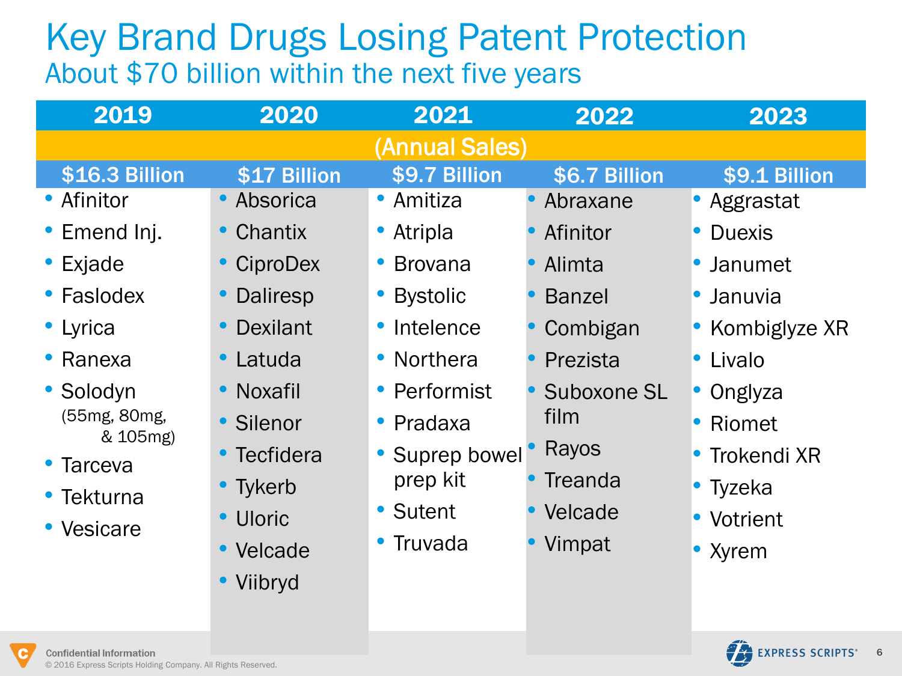# Key Brand Drugs Losing Patent Protection

## About $70 billion within the next five years

| 2019 | 2020 | 2021 | 2022 | 2023 |
|---|---|---|---|---|
| (Annual Sales) | | | | |
| $16.3 Billion | $17 Billion | $9.7 Billion | $6.7 Billion | $9.1 Billion |
| • Afinitor | • Absorica | • Amitiza | • Abraxane | • Aggrastat |
| • Emend Inj. | • Chantix | • Atripla | • Afinitor | • Duexis |
| • Exjade | • CiproDex | • Brovana | • Alimta | • Janumet |
| • Faslodex | • Daliresp | • Bystolic | • Banzel | • Januvia |
| • Lyrica | • Dexilant | • Intelence | • Combigan | • Kombiglyze XR |
| • Ranexa | • Latuda | • Northera | • Prezista | • Livalo |
| • Solodyn (55mg, 80mg, & 105mg) | • Noxafil | • Performist | • Suboxone SL film | • Onglyza |
| • Tarceva | • Silenor | • Pradaxa | • Rayos | • Riomet |
| • Tekturna | • Tecfidera | • Suprep bowel prep kit | • Treanda | • Trokendi XR |
| • Vesicare | • Tykerb | • Sutent | • Velcade | • Tyzeka |
| | • Uloric | • Truvada | • Vimpat | • Votrient |
| | • Velcade | | | • Xyrem |
| | • Viibryd | | | |

Confidential Information
© 2016 Express Scripts Holding Company. All Rights Reserved.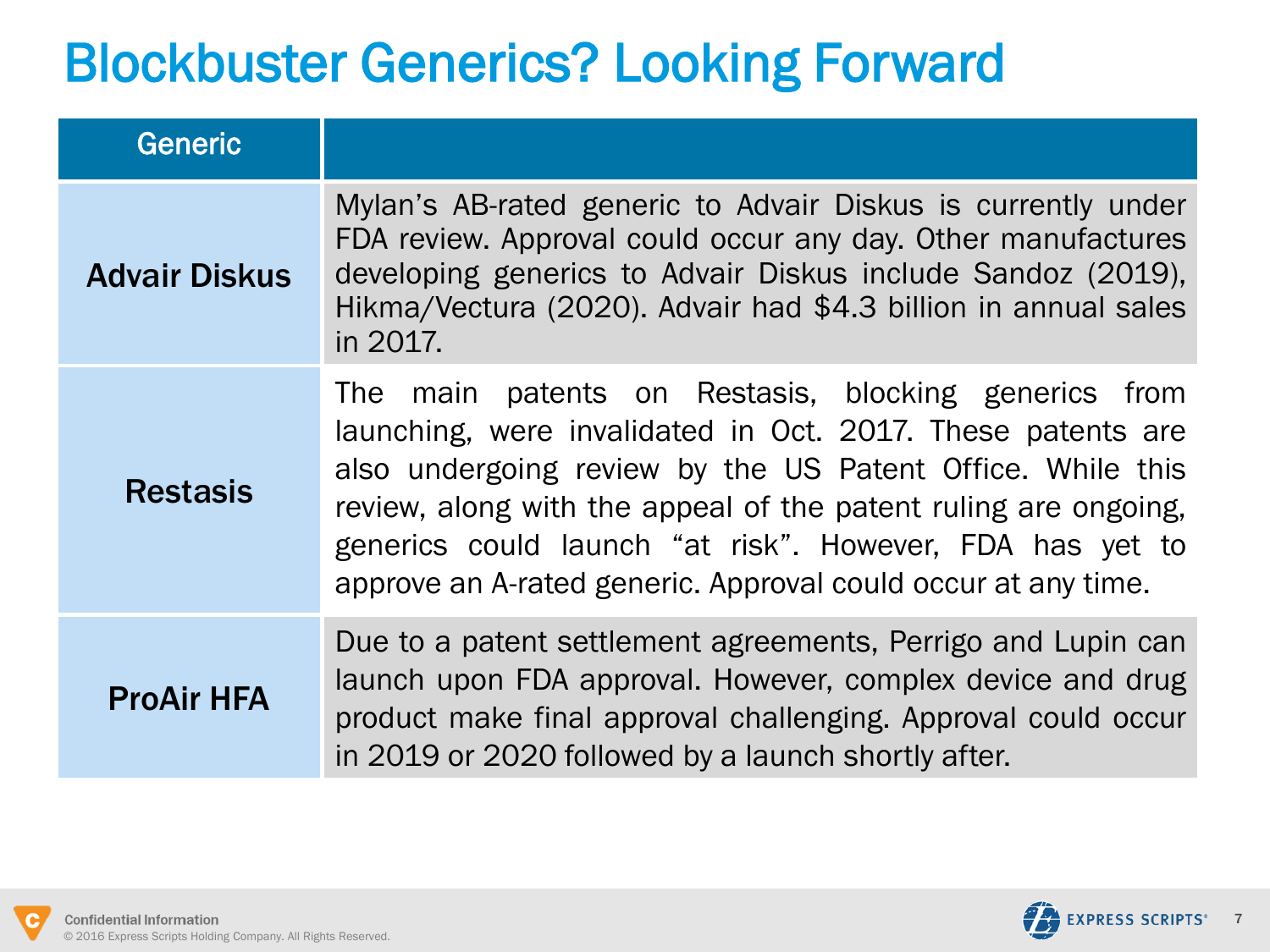# Blockbuster Generics? Looking Forward

| Generic | |
|---|---|
| **Advair Diskus** | Mylan's AB-rated generic to Advair Diskus is currently under FDA review. Approval could occur any day. Other manufactures developing generics to Advair Diskus include Sandoz (2019), Hikma/Vectura (2020). Advair had $4.3 billion in annual sales in 2017. |
| **Restasis** | The main patents on Restasis, blocking generics from launching, were invalidated in Oct. 2017. These patents are also undergoing review by the US Patent Office. While this review, along with the appeal of the patent ruling are ongoing, generics could launch "at risk". However, FDA has yet to approve an A-rated generic. Approval could occur at any time. |
| **ProAir HFA** | Due to a patent settlement agreements, Perrigo and Lupin can launch upon FDA approval. However, complex device and drug product make final approval challenging. Approval could occur in 2019 or 2020 followed by a launch shortly after. |

Confidential Information
© 2016 Express Scripts Holding Company. All Rights Reserved.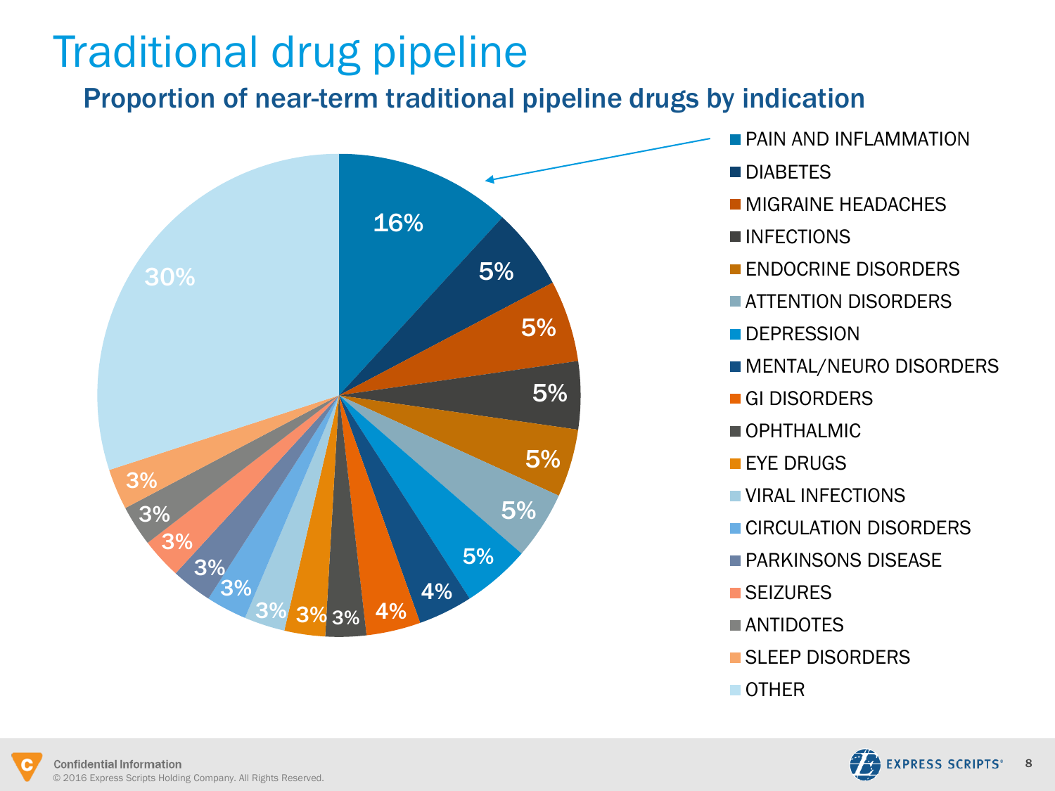# Traditional drug pipeline

## Proportion of near-term traditional pipeline drugs by indication

16%
5%
5%
5%
5%
5%
5%
4%
4%
3%
3%
3%
3%
3%
3%
3%
3%
30%

- PAIN AND INFLAMMATION
- DIABETES
- MIGRAINE HEADACHES
- INFECTIONS
- ENDOCRINE DISORDERS
- ATTENTION DISORDERS
- DEPRESSION
- MENTAL/NEURO DISORDERS
- GI DISORDERS
- OPHTHALMIC
- EYE DRUGS
- VIRAL INFECTIONS
- CIRCULATION DISORDERS
- PARKINSONS DISEASE
- SEIZURES
- ANTIDOTES
- SLEEP DISORDERS
- OTHER

Confidential Information
© 2016 Express Scripts Holding Company. All Rights Reserved.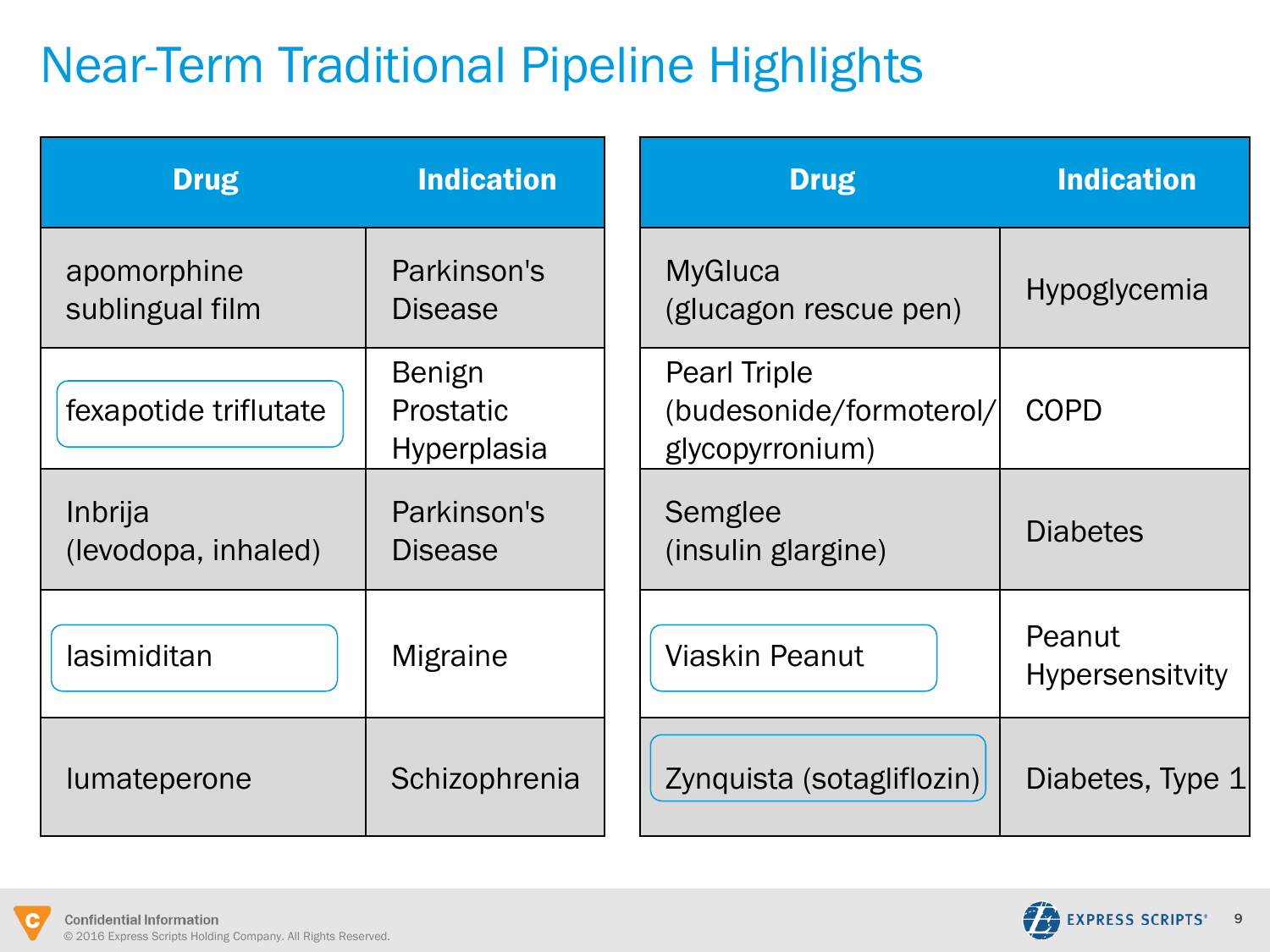# Near-Term Traditional Pipeline Highlights

| Drug | Indication |
| --- | --- |
| apomorphine sublingual film | Parkinson's Disease |
| fexapotide triflutate | Benign Prostatic Hyperplasia |
| Inbrija (levodopa, inhaled) | Parkinson's Disease |
| lasimiditan | Migraine |
| lumateperone | Schizophrenia |

| Drug | Indication |
| --- | --- |
| MyGluca (glucagon rescue pen) | Hypoglycemia |
| Pearl Triple (budesonide/formoterol/ glycopyrronium) | COPD |
| Semglee (insulin glargine) | Diabetes |
| Viaskin Peanut | Peanut Hypersensitvity |
| Zynquista (sotagliflozin) | Diabetes, Type 1 |

Confidential Information
© 2016 Express Scripts Holding Company. All Rights Reserved.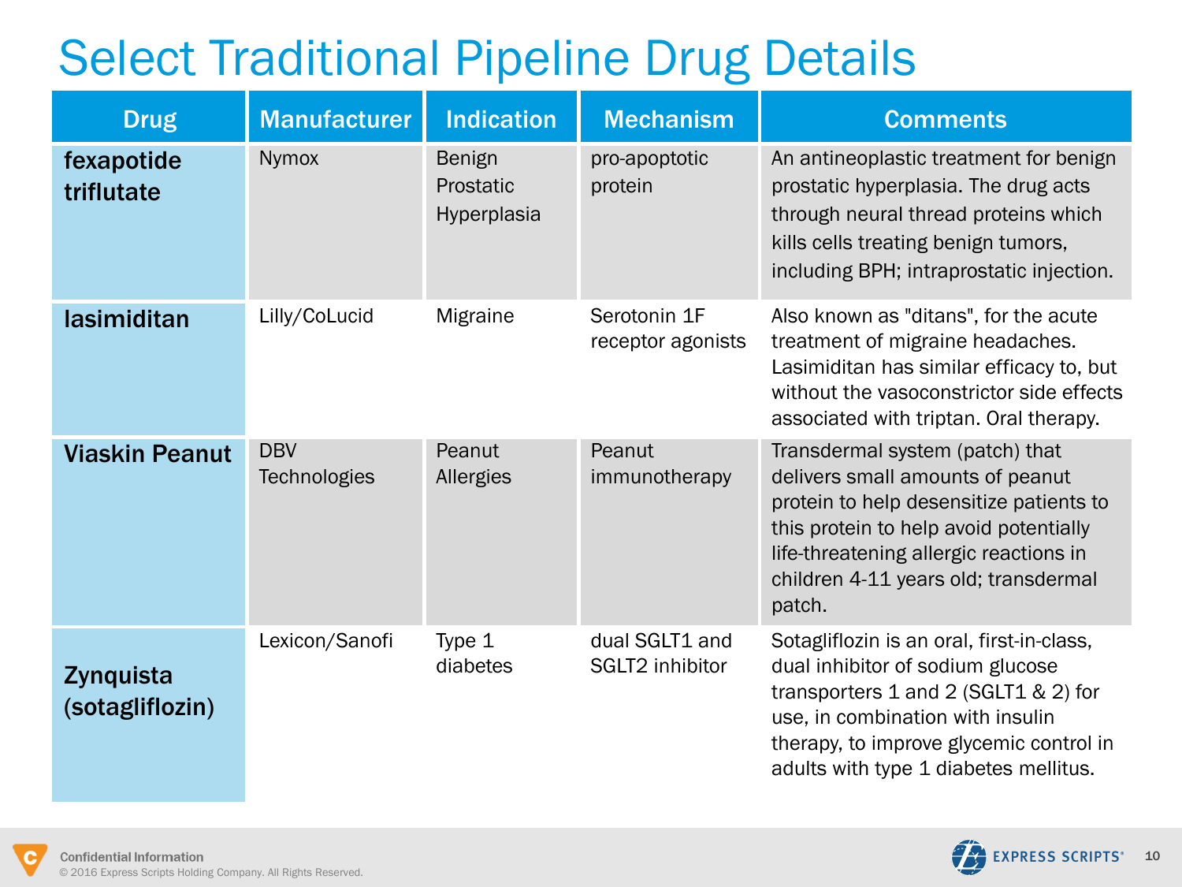# Select Traditional Pipeline Drug Details

| Drug | Manufacturer | Indication | Mechanism | Comments |
|---|---|---|---|---|
| **fexapotide triflutate** | Nymox | Benign Prostatic Hyperplasia | pro-apoptotic protein | An antineoplastic treatment for benign prostatic hyperplasia. The drug acts through neural thread proteins which kills cells treating benign tumors, including BPH; intraprostatic injection. |
| **lasimiditan** | Lilly/CoLucid | Migraine | Serotonin 1F receptor agonists | Also known as "ditans", for the acute treatment of migraine headaches. Lasimiditan has similar efficacy to, but without the vasoconstrictor side effects associated with triptan. Oral therapy. |
| **Viaskin Peanut** | DBV Technologies | Peanut Allergies | Peanut immunotherapy | Transdermal system (patch) that delivers small amounts of peanut protein to help desensitize patients to this protein to help avoid potentially life-threatening allergic reactions in children 4-11 years old; transdermal patch. |
| **Zynquista (sotagliflozin)** | Lexicon/Sanofi | Type 1 diabetes | dual SGLT1 and SGLT2 inhibitor | Sotagliflozin is an oral, first-in-class, dual inhibitor of sodium glucose transporters 1 and 2 (SGLT1 & 2) for use, in combination with insulin therapy, to improve glycemic control in adults with type 1 diabetes mellitus. |

Confidential Information
© 2016 Express Scripts Holding Company. All Rights Reserved.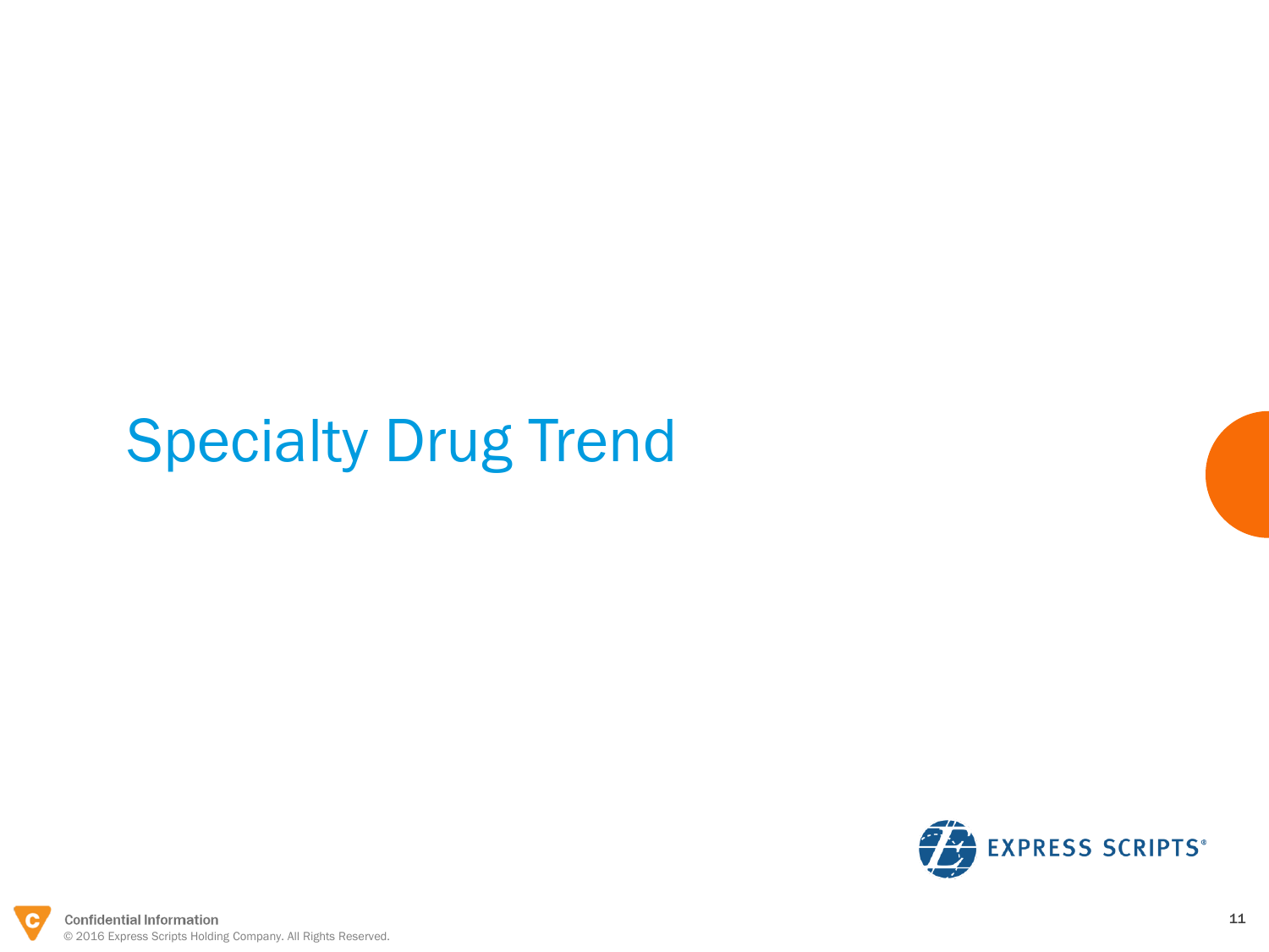# Specialty Drug Trend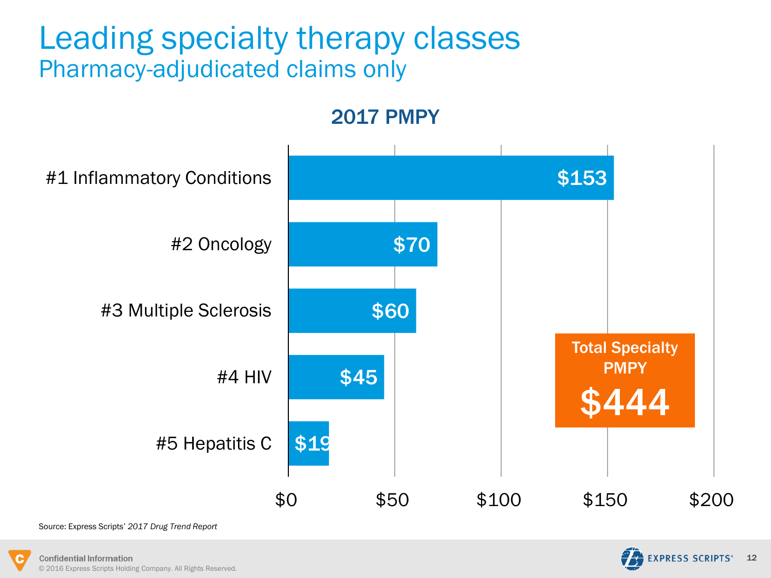# Leading specialty therapy classes

## Pharmacy-adjudicated claims only

2017 PMPY

#1 Inflammatory Conditions $153

#2 Oncology $70

#3 Multiple Sclerosis $60

#4 HIV $45

#5 Hepatitis C $19

$0 $50 $100 $150 $200

Total Specialty PMPY

$444

Source: Express Scripts' *2017 Drug Trend Report*

Confidential Information

© 2016 Express Scripts Holding Company. All Rights Reserved.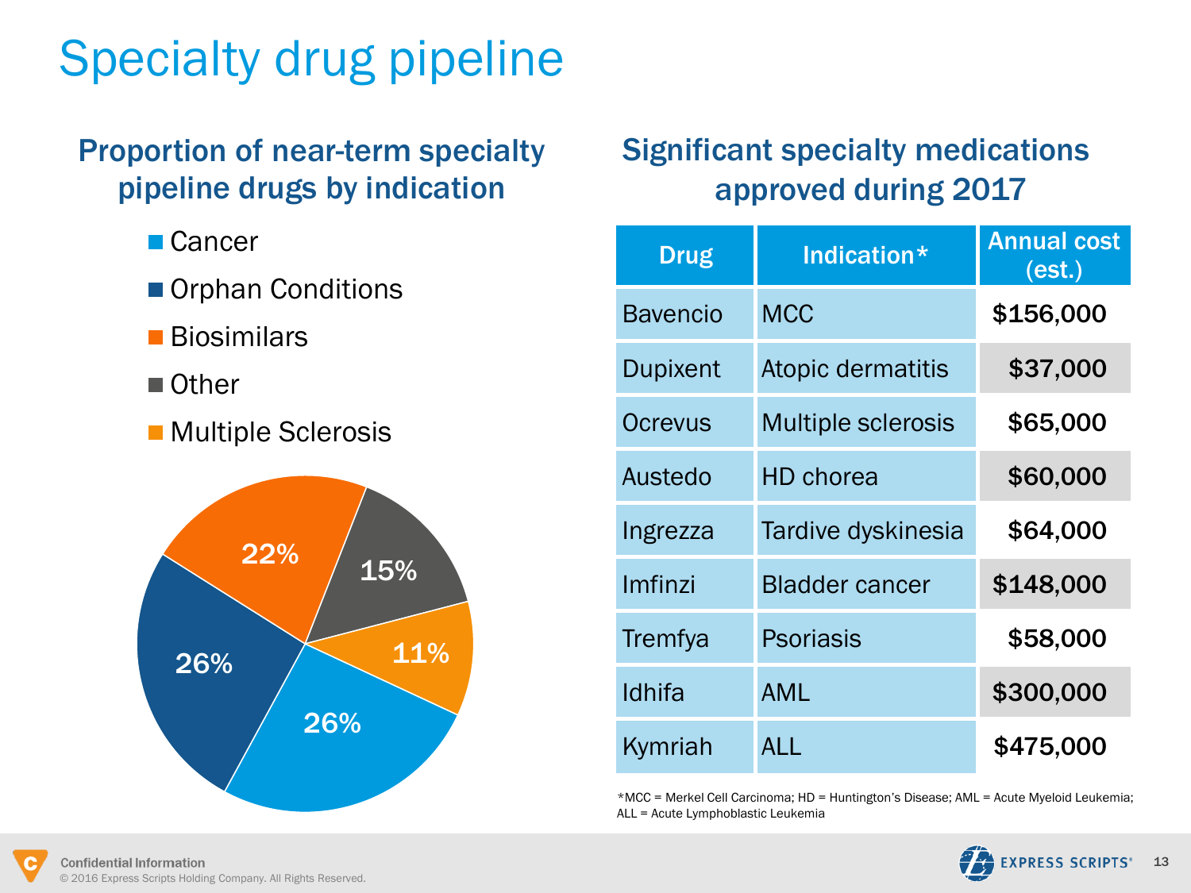# Specialty drug pipeline

## Proportion of near-term specialty pipeline drugs by indication

- Cancer
- Orphan Conditions
- Biosimilars
- Other
- Multiple Sclerosis

22%

15%

11%

26%

26%

## Significant specialty medications approved during 2017

| Drug | Indication* | Annual cost (est.) |
|---|---|---|
| Bavencio | MCC | $156,000 |
| Dupixent | Atopic dermatitis | $37,000 |
| Ocrevus | Multiple sclerosis | $65,000 |
| Austedo | HD chorea | $60,000 |
| Ingrezza | Tardive dyskinesia | $64,000 |
| Imfinzi | Bladder cancer | $148,000 |
| Tremfya | Psoriasis | $58,000 |
| Idhifa | AML | $300,000 |
| Kymriah | ALL | $475,000 |

*MCC = Merkel Cell Carcinoma; HD = Huntington's Disease; AML = Acute Myeloid Leukemia; ALL = Acute Lymphoblastic Leukemia

Confidential Information
© 2016 Express Scripts Holding Company. All Rights Reserved.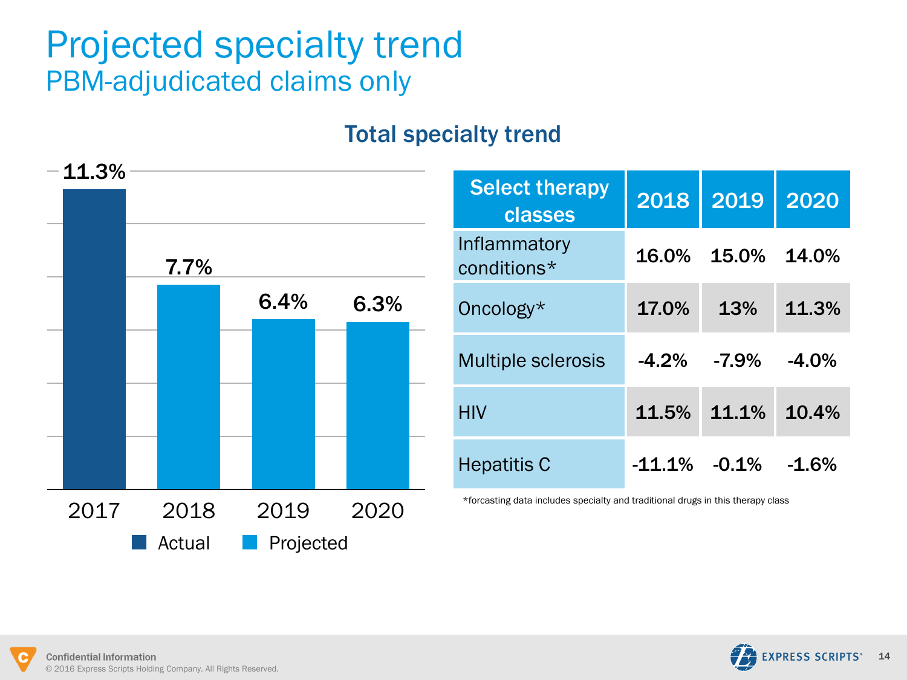# Projected specialty trend

## PBM-adjudicated claims only

### Total specialty trend

| Year | Total specialty trend |
|---|---|
| 2017 (Actual) | 11.3% |
| 2018 (Projected) | 7.7% |
| 2019 (Projected) | 6.4% |
| 2020 (Projected) | 6.3% |

| Select therapy classes | 2018 | 2019 | 2020 |
|---|---|---|---|
| Inflammatory conditions* | 16.0% | 15.0% | 14.0% |
| Oncology* | 17.0% | 13% | 11.3% |
| Multiple sclerosis | -4.2% | -7.9% | -4.0% |
| HIV | 11.5% | 11.1% | 10.4% |
| Hepatitis C | -11.1% | -0.1% | -1.6% |

*forcasting data includes specialty and traditional drugs in this therapy class

Confidential Information
© 2016 Express Scripts Holding Company. All Rights Reserved.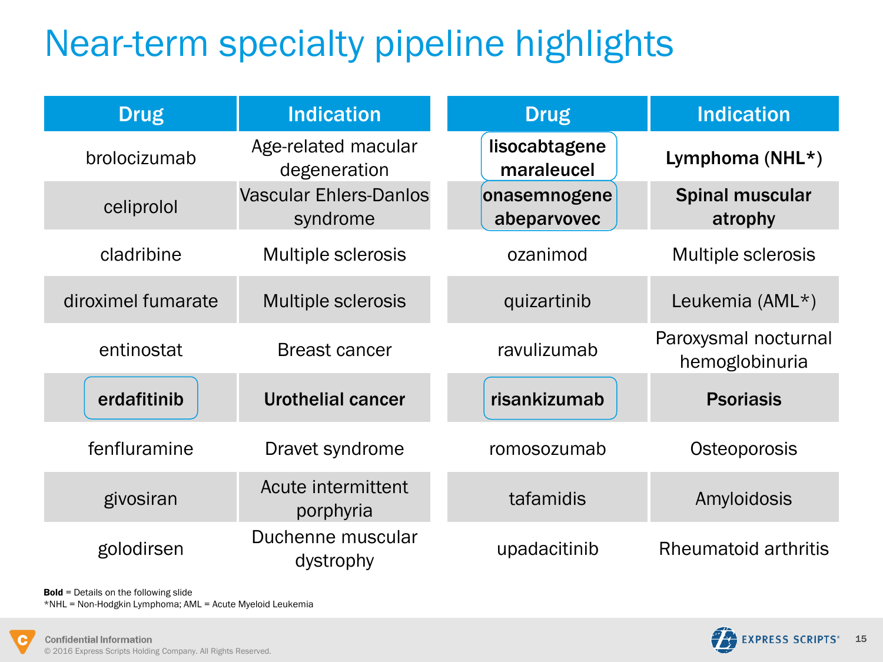# Near-term specialty pipeline highlights

| Drug | Indication | Drug | Indication |
|---|---|---|---|
| brolocizumab | Age-related macular degeneration | **lisocabtagene maraleucel** | **Lymphoma (NHL*)** |
| celiprolol | Vascular Ehlers-Danlos syndrome | **onasemnogene abeparvovec** | **Spinal muscular atrophy** |
| cladribine | Multiple sclerosis | ozanimod | Multiple sclerosis |
| diroximel fumarate | Multiple sclerosis | quizartinib | Leukemia (AML*) |
| entinostat | Breast cancer | ravulizumab | Paroxysmal nocturnal hemoglobinuria |
| **erdafitinib** | **Urothelial cancer** | **risankizumab** | **Psoriasis** |
| fenfluramine | Dravet syndrome | romosozumab | Osteoporosis |
| givosiran | Acute intermittent porphyria | tafamidis | Amyloidosis |
| golodirsen | Duchenne muscular dystrophy | upadacitinib | Rheumatoid arthritis |

**Bold** = Details on the following slide
*NHL = Non-Hodgkin Lymphoma; AML = Acute Myeloid Leukemia

Confidential Information
© 2016 Express Scripts Holding Company. All Rights Reserved.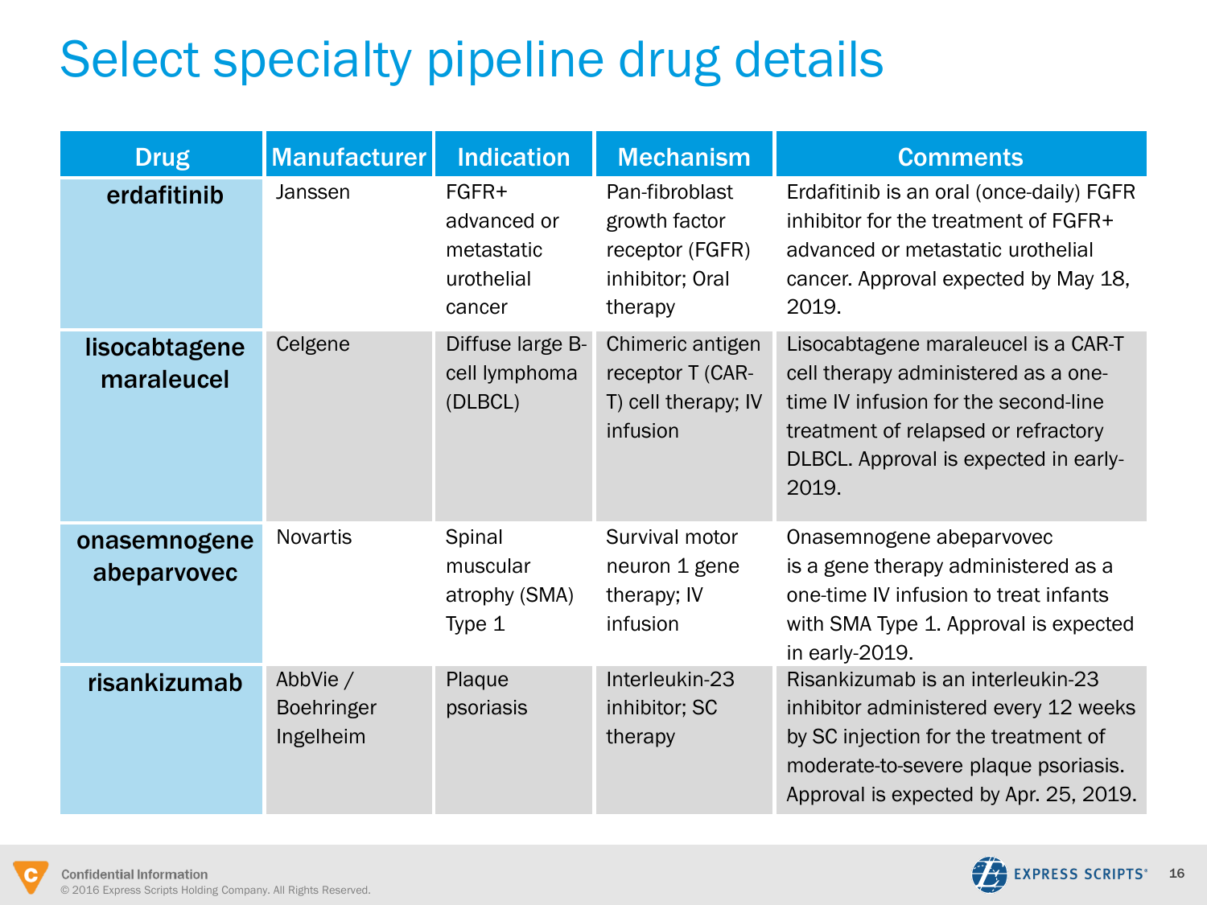# Select specialty pipeline drug details

| Drug | Manufacturer | Indication | Mechanism | Comments |
|---|---|---|---|---|
| **erdafitinib** | Janssen | FGFR+ advanced or metastatic urothelial cancer | Pan-fibroblast growth factor receptor (FGFR) inhibitor; Oral therapy | Erdafitinib is an oral (once-daily) FGFR inhibitor for the treatment of FGFR+ advanced or metastatic urothelial cancer. Approval expected by May 18, 2019. |
| **lisocabtagene maraleucel** | Celgene | Diffuse large B-cell lymphoma (DLBCL) | Chimeric antigen receptor T (CAR-T) cell therapy; IV infusion | Lisocabtagene maraleucel is a CAR-T cell therapy administered as a one-time IV infusion for the second-line treatment of relapsed or refractory DLBCL. Approval is expected in early-2019. |
| **onasemnogene abeparvovec** | Novartis | Spinal muscular atrophy (SMA) Type 1 | Survival motor neuron 1 gene therapy; IV infusion | Onasemnogene abeparvovec is a gene therapy administered as a one-time IV infusion to treat infants with SMA Type 1. Approval is expected in early-2019. |
| **risankizumab** | AbbVie / Boehringer Ingelheim | Plaque psoriasis | Interleukin-23 inhibitor; SC therapy | Risankizumab is an interleukin-23 inhibitor administered every 12 weeks by SC injection for the treatment of moderate-to-severe plaque psoriasis. Approval is expected by Apr. 25, 2019. |

Confidential Information

© 2016 Express Scripts Holding Company. All Rights Reserved.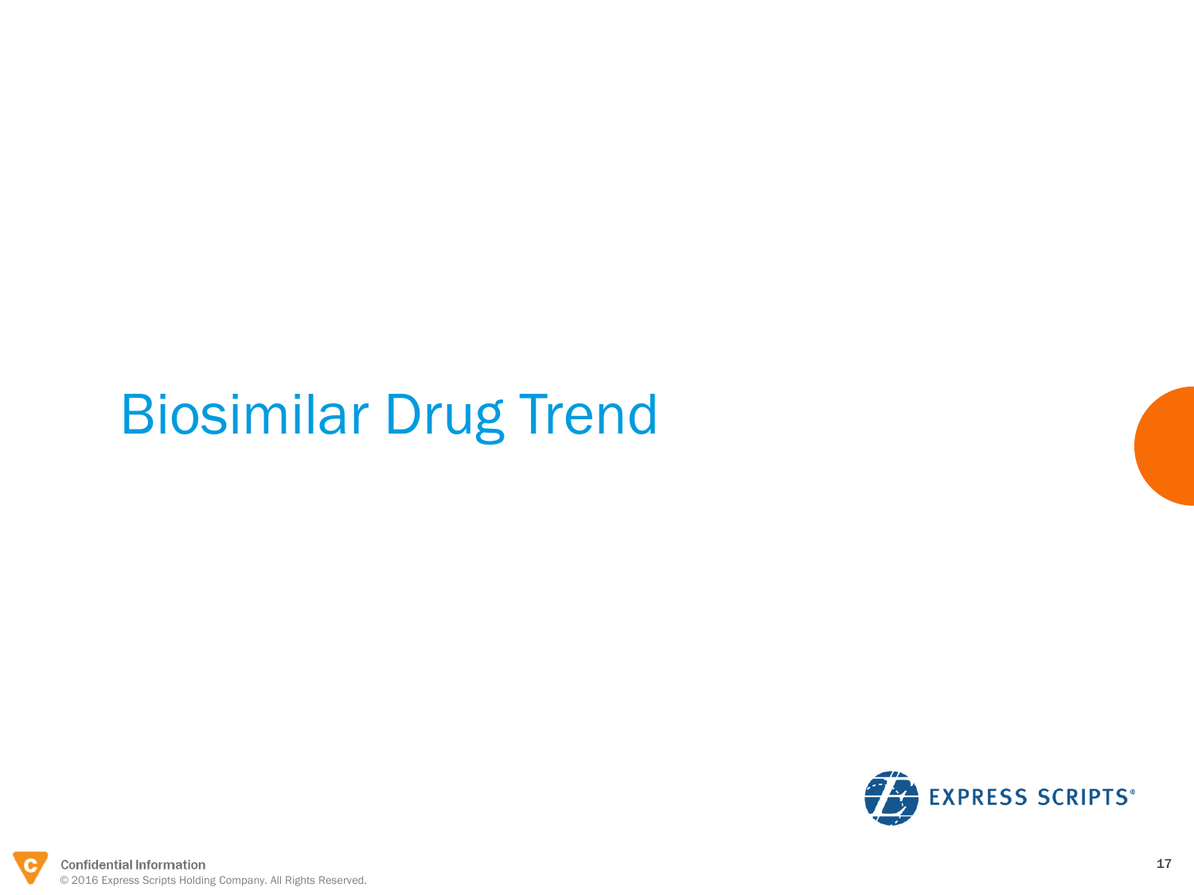# Biosimilar Drug Trend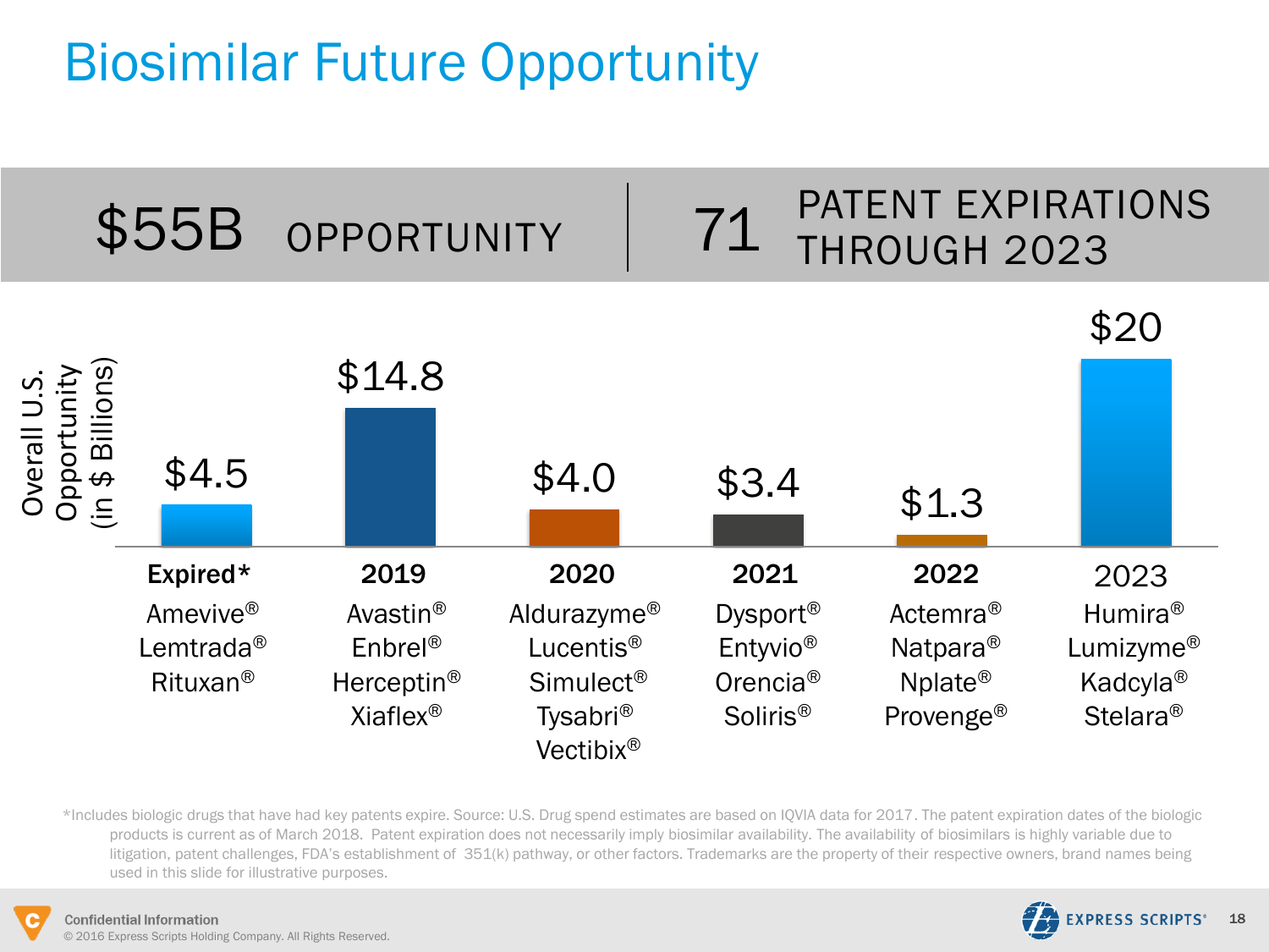# Biosimilar Future Opportunity

**$55B** OPPORTUNITY | **71** PATENT EXPIRATIONS THROUGH 2023

Overall U.S. Opportunity (in $ Billions)

$4.5
$14.8
$4.0
$3.4
$1.3
$20

**Expired***
Amevive®
Lemtrada®
Rituxan®

**2019**
Avastin®
Enbrel®
Herceptin®
Xiaflex®

**2020**
Aldurazyme®
Lucentis®
Simulect®
Tysabri®
Vectibix®

**2021**
Dysport®
Entyvio®
Orencia®
Soliris®

**2022**
Actemra®
Natpara®
Nplate®
Provenge®

2023
Humira®
Lumizyme®
Kadcyla®
Stelara®

*Includes biologic drugs that have had key patents expire. Source: U.S. Drug spend estimates are based on IQVIA data for 2017. The patent expiration dates of the biologic products is current as of March 2018. Patent expiration does not necessarily imply biosimilar availability. The availability of biosimilars is highly variable due to litigation, patent challenges, FDA's establishment of 351(k) pathway, or other factors. Trademarks are the property of their respective owners, brand names being used in this slide for illustrative purposes.

Confidential Information
© 2016 Express Scripts Holding Company. All Rights Reserved.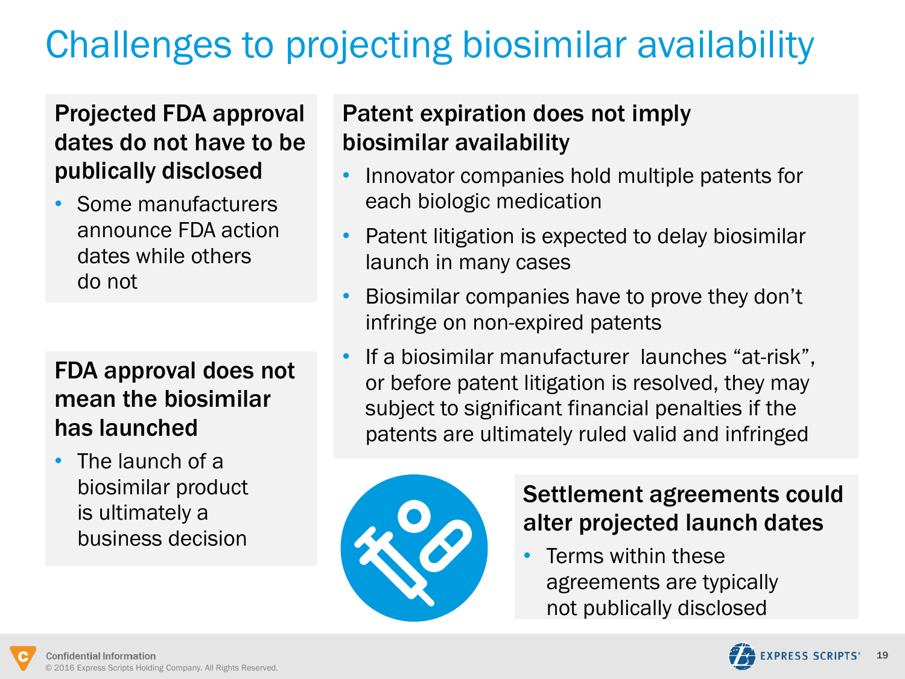# Challenges to projecting biosimilar availability

### Projected FDA approval dates do not have to be publically disclosed

- Some manufacturers announce FDA action dates while others do not

### FDA approval does not mean the biosimilar has launched

- The launch of a biosimilar product is ultimately a business decision

### Patent expiration does not imply biosimilar availability

- Innovator companies hold multiple patents for each biologic medication
- Patent litigation is expected to delay biosimilar launch in many cases
- Biosimilar companies have to prove they don't infringe on non-expired patents
- If a biosimilar manufacturer launches "at-risk", or before patent litigation is resolved, they may subject to significant financial penalties if the patents are ultimately ruled valid and infringed

### Settlement agreements could alter projected launch dates

- Terms within these agreements are typically not publically disclosed

Confidential Information
© 2016 Express Scripts Holding Company. All Rights Reserved.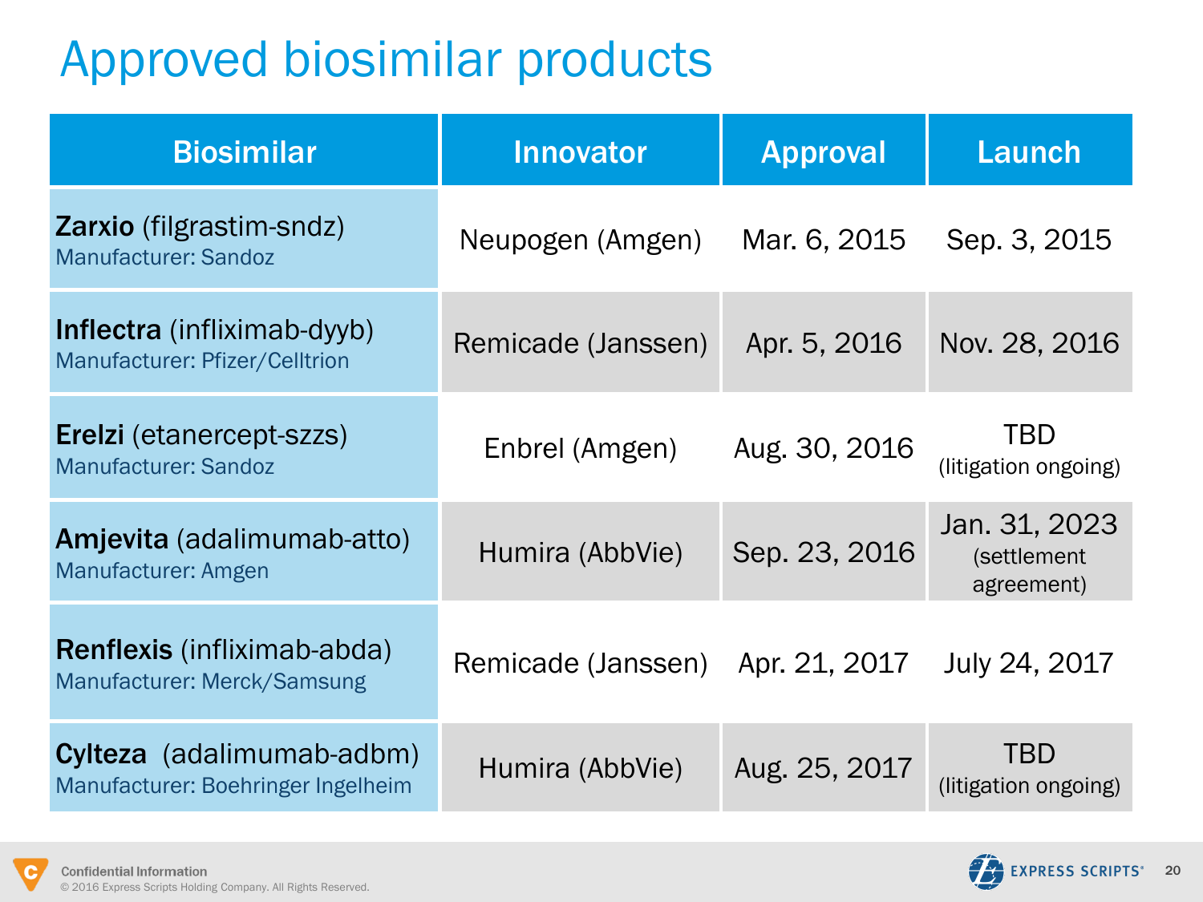# Approved biosimilar products

| Biosimilar | Innovator | Approval | Launch |
|---|---|---|---|
| **Zarxio** (filgrastim-sndz)<br>Manufacturer: Sandoz | Neupogen (Amgen) | Mar. 6, 2015 | Sep. 3, 2015 |
| **Inflectra** (infliximab-dyyb)<br>Manufacturer: Pfizer/Celltrion | Remicade (Janssen) | Apr. 5, 2016 | Nov. 28, 2016 |
| **Erelzi** (etanercept-szzs)<br>Manufacturer: Sandoz | Enbrel (Amgen) | Aug. 30, 2016 | TBD<br>(litigation ongoing) |
| **Amjevita** (adalimumab-atto)<br>Manufacturer: Amgen | Humira (AbbVie) | Sep. 23, 2016 | Jan. 31, 2023<br>(settlement agreement) |
| **Renflexis** (infliximab-abda)<br>Manufacturer: Merck/Samsung | Remicade (Janssen) | Apr. 21, 2017 | July 24, 2017 |
| **Cylteza** (adalimumab-adbm)<br>Manufacturer: Boehringer Ingelheim | Humira (AbbVie) | Aug. 25, 2017 | TBD<br>(litigation ongoing) |

Confidential Information
© 2016 Express Scripts Holding Company. All Rights Reserved.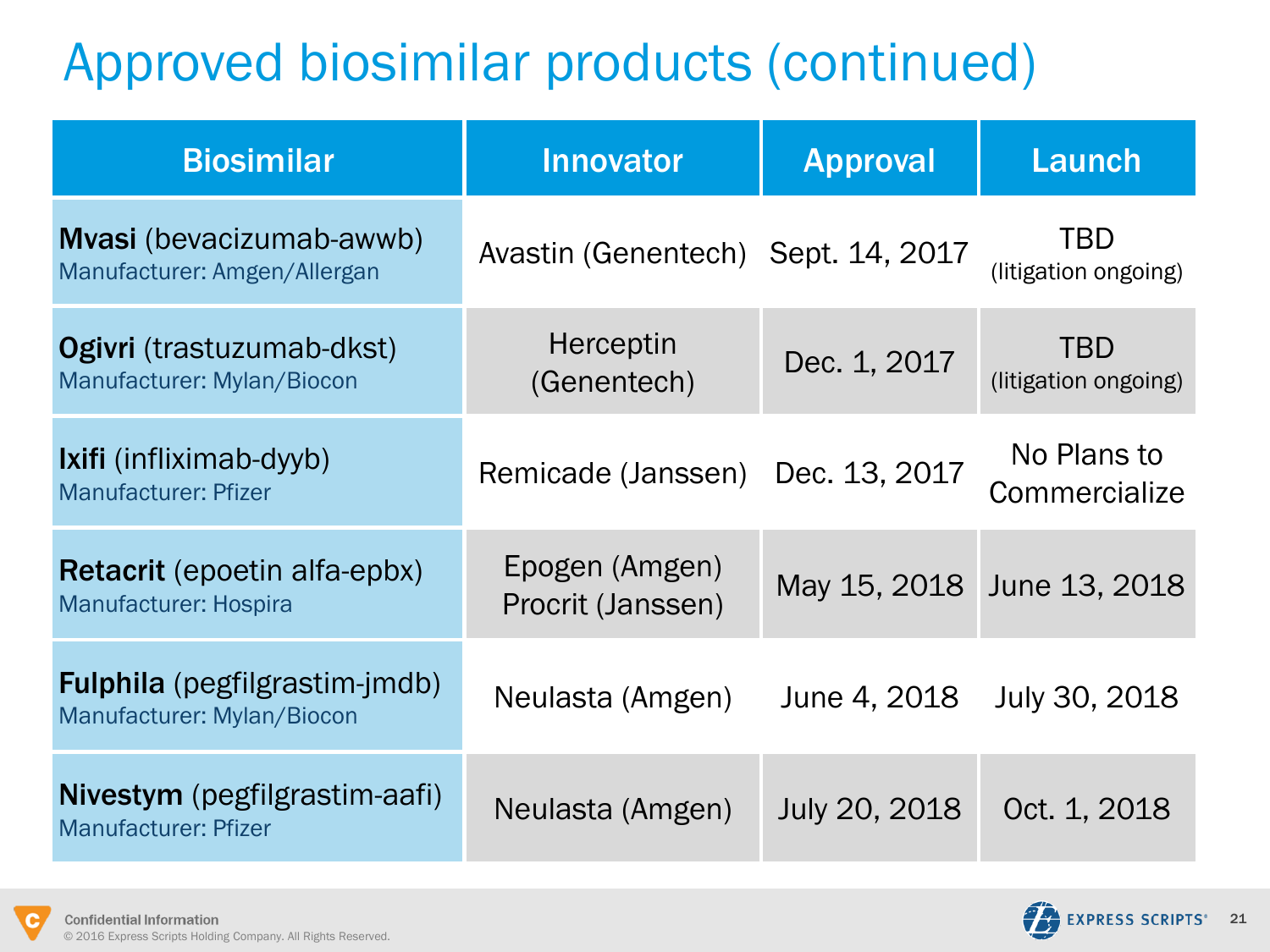# Approved biosimilar products (continued)

| Biosimilar | Innovator | Approval | Launch |
|---|---|---|---|
| **Mvasi** (bevacizumab-awwb)<br>Manufacturer: Amgen/Allergan | Avastin (Genentech) | Sept. 14, 2017 | TBD<br>(litigation ongoing) |
| **Ogivri** (trastuzumab-dkst)<br>Manufacturer: Mylan/Biocon | Herceptin (Genentech) | Dec. 1, 2017 | TBD<br>(litigation ongoing) |
| **Ixifi** (infliximab-dyyb)<br>Manufacturer: Pfizer | Remicade (Janssen) | Dec. 13, 2017 | No Plans to Commercialize |
| **Retacrit** (epoetin alfa-epbx)<br>Manufacturer: Hospira | Epogen (Amgen)<br>Procrit (Janssen) | May 15, 2018 | June 13, 2018 |
| **Fulphila** (pegfilgrastim-jmdb)<br>Manufacturer: Mylan/Biocon | Neulasta (Amgen) | June 4, 2018 | July 30, 2018 |
| **Nivestym** (pegfilgrastim-aafi)<br>Manufacturer: Pfizer | Neulasta (Amgen) | July 20, 2018 | Oct. 1, 2018 |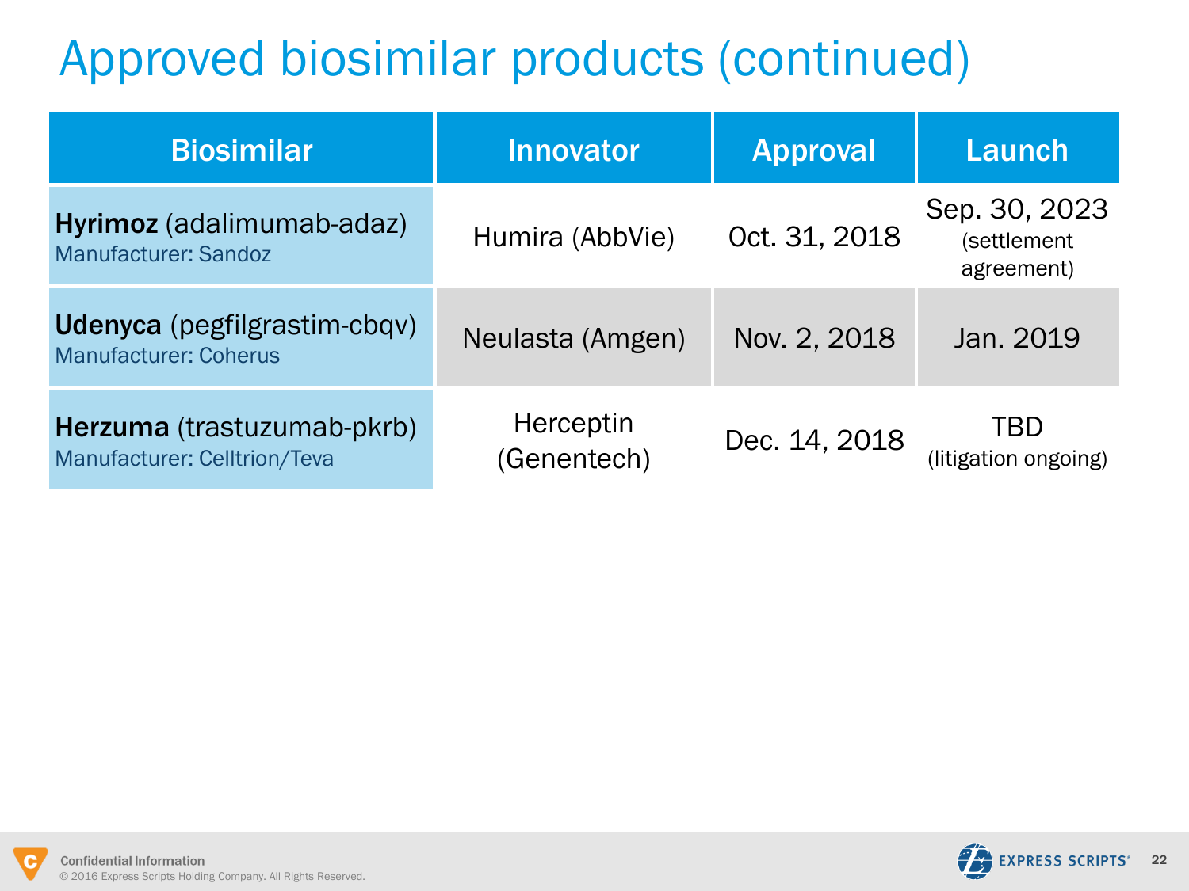# Approved biosimilar products (continued)

| Biosimilar | Innovator | Approval | Launch |
|---|---|---|---|
| **Hyrimoz** (adalimumab-adaz) Manufacturer: Sandoz | Humira (AbbVie) | Oct. 31, 2018 | Sep. 30, 2023 (settlement agreement) |
| **Udenyca** (pegfilgrastim-cbqv) Manufacturer: Coherus | Neulasta (Amgen) | Nov. 2, 2018 | Jan. 2019 |
| **Herzuma** (trastuzumab-pkrb) Manufacturer: Celltrion/Teva | Herceptin (Genentech) | Dec. 14, 2018 | TBD (litigation ongoing) |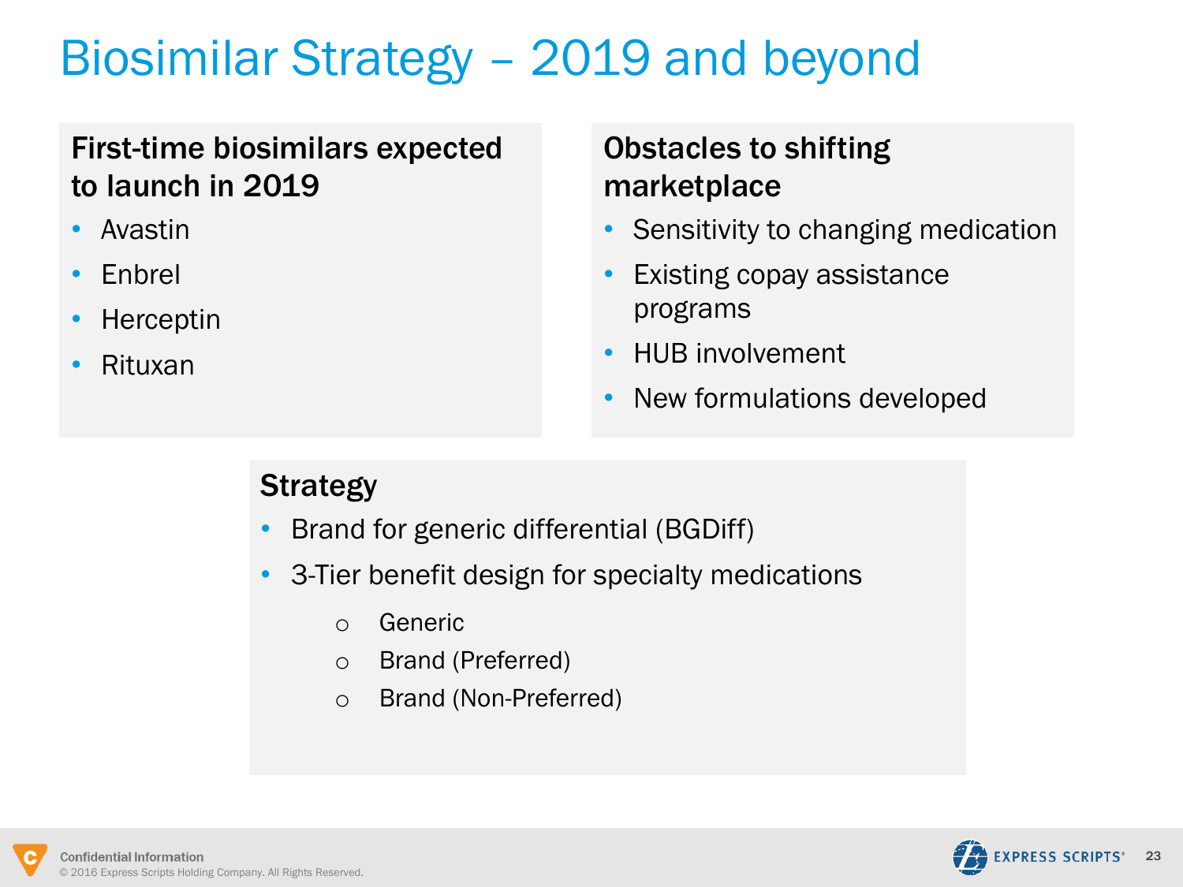# Biosimilar Strategy – 2019 and beyond

### First-time biosimilars expected to launch in 2019

- Avastin
- Enbrel
- Herceptin
- Rituxan

### Obstacles to shifting marketplace

- Sensitivity to changing medication
- Existing copay assistance programs
- HUB involvement
- New formulations developed

### Strategy

- Brand for generic differential (BGDiff)
- 3-Tier benefit design for specialty medications
  - Generic
  - Brand (Preferred)
  - Brand (Non-Preferred)

Confidential Information
© 2016 Express Scripts Holding Company. All Rights Reserved.